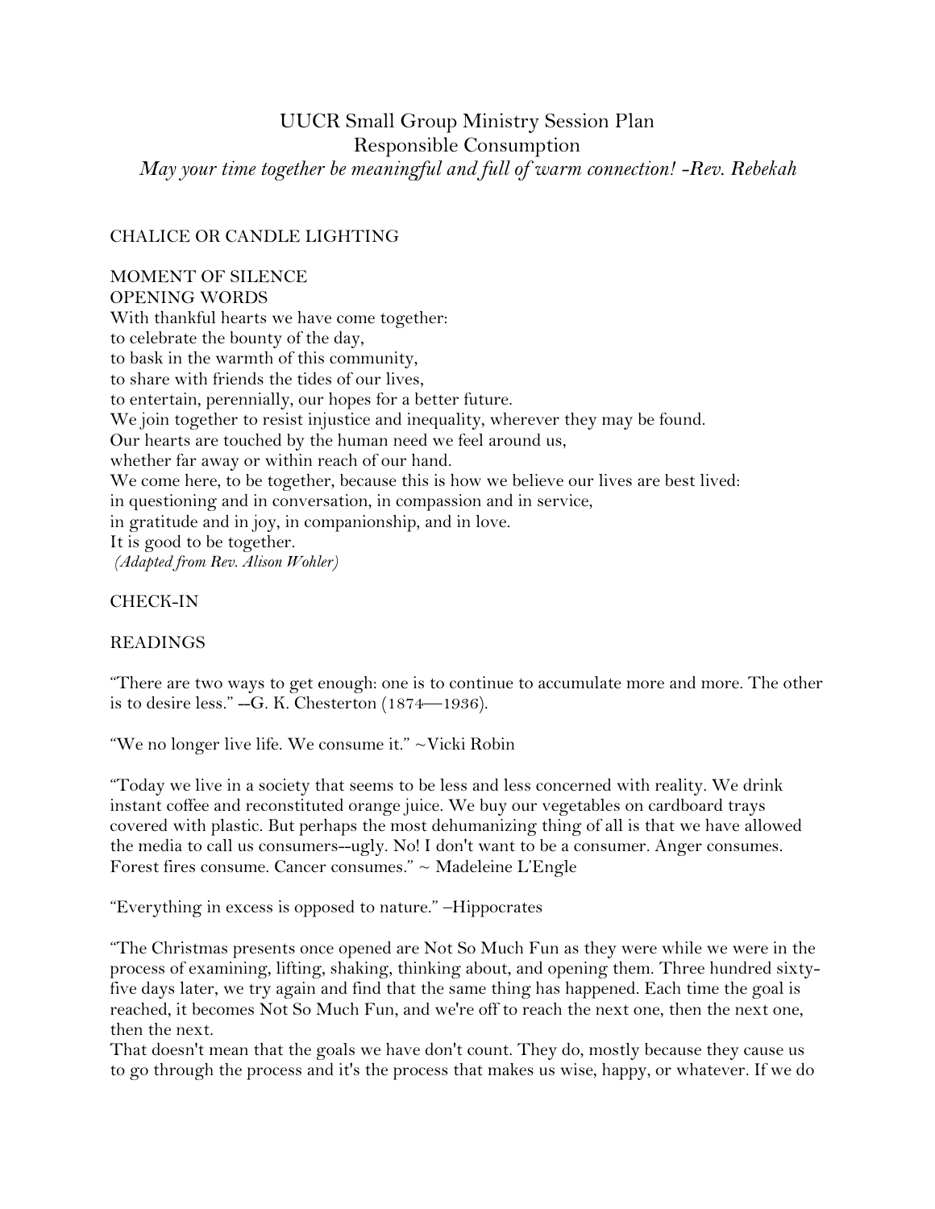# UUCR Small Group Ministry Session Plan

## Responsible Consumption

*May your time together be meaningful and full of warm connection! -Rev. Rebekah*

CHALICE OR CANDLE LIGHTING

MOMENT OF SILENCE

OPENING WORDS

With thankful hearts we have come together:
to celebrate the bounty of the day,
to bask in the warmth of this community,
to share with friends the tides of our lives,
to entertain, perennially, our hopes for a better future.
We join together to resist injustice and inequality, wherever they may be found.
Our hearts are touched by the human need we feel around us,
whether far away or within reach of our hand.
We come here, to be together, because this is how we believe our lives are best lived:
in questioning and in conversation, in compassion and in service,
in gratitude and in joy, in companionship, and in love.
It is good to be together.
*(Adapted from Rev. Alison Wohler)*

CHECK-IN

READINGS

"There are two ways to get enough: one is to continue to accumulate more and more. The other is to desire less." --G. K. Chesterton (1874—1936).

"We no longer live life. We consume it." ~Vicki Robin

"Today we live in a society that seems to be less and less concerned with reality. We drink instant coffee and reconstituted orange juice. We buy our vegetables on cardboard trays covered with plastic. But perhaps the most dehumanizing thing of all is that we have allowed the media to call us consumers--ugly. No! I don't want to be a consumer. Anger consumes. Forest fires consume. Cancer consumes." ~ Madeleine L'Engle

"Everything in excess is opposed to nature." –Hippocrates

"The Christmas presents once opened are Not So Much Fun as they were while we were in the process of examining, lifting, shaking, thinking about, and opening them. Three hundred sixty-five days later, we try again and find that the same thing has happened. Each time the goal is reached, it becomes Not So Much Fun, and we're off to reach the next one, then the next one, then the next.
That doesn't mean that the goals we have don't count. They do, mostly because they cause us to go through the process and it's the process that makes us wise, happy, or whatever. If we do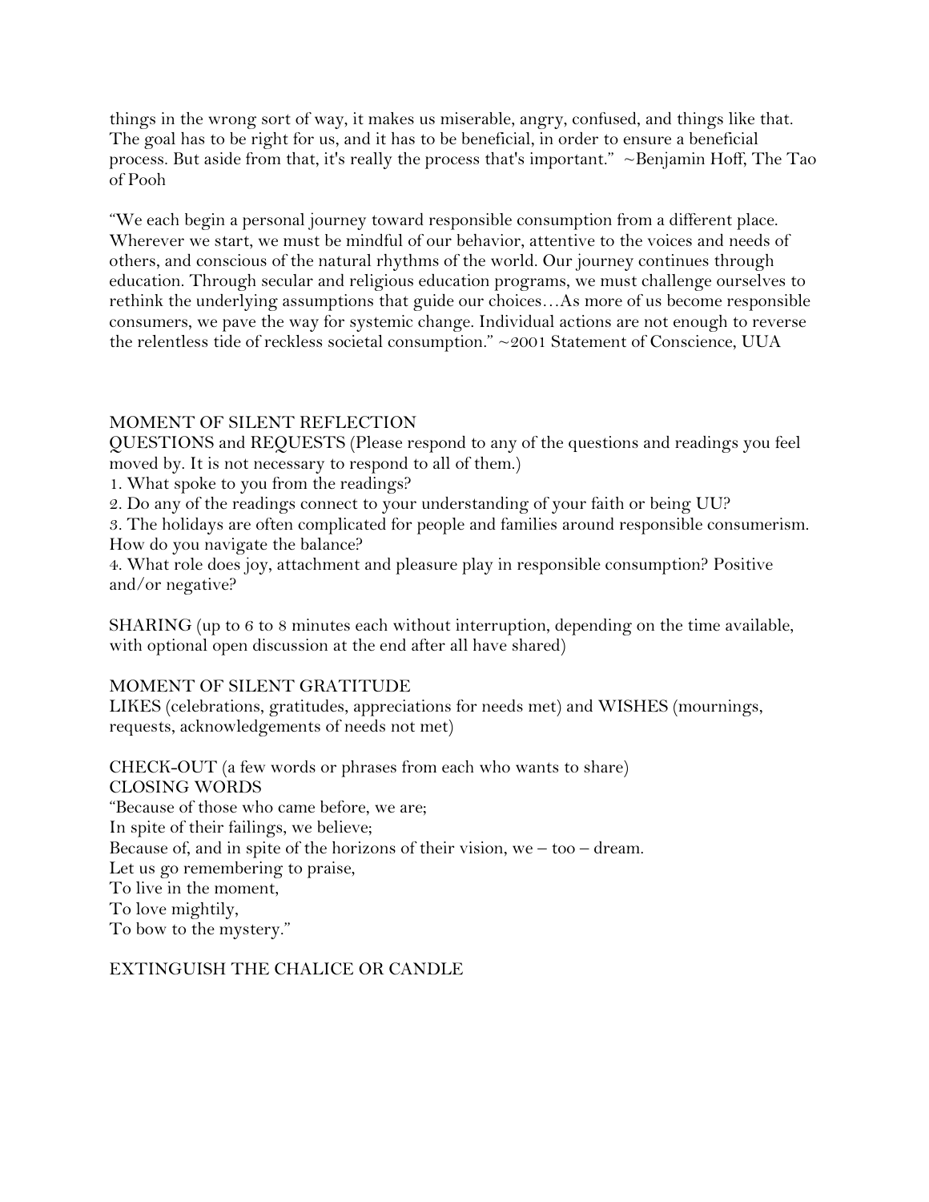things in the wrong sort of way, it makes us miserable, angry, confused, and things like that. The goal has to be right for us, and it has to be beneficial, in order to ensure a beneficial process. But aside from that, it's really the process that's important." ~Benjamin Hoff, The Tao of Pooh

"We each begin a personal journey toward responsible consumption from a different place. Wherever we start, we must be mindful of our behavior, attentive to the voices and needs of others, and conscious of the natural rhythms of the world. Our journey continues through education. Through secular and religious education programs, we must challenge ourselves to rethink the underlying assumptions that guide our choices…As more of us become responsible consumers, we pave the way for systemic change. Individual actions are not enough to reverse the relentless tide of reckless societal consumption." ~2001 Statement of Conscience, UUA

MOMENT OF SILENT REFLECTION

QUESTIONS and REQUESTS (Please respond to any of the questions and readings you feel moved by. It is not necessary to respond to all of them.)

1. What spoke to you from the readings?
2. Do any of the readings connect to your understanding of your faith or being UU?
3. The holidays are often complicated for people and families around responsible consumerism. How do you navigate the balance?
4. What role does joy, attachment and pleasure play in responsible consumption? Positive and/or negative?

SHARING (up to 6 to 8 minutes each without interruption, depending on the time available, with optional open discussion at the end after all have shared)

MOMENT OF SILENT GRATITUDE

LIKES (celebrations, gratitudes, appreciations for needs met) and WISHES (mournings, requests, acknowledgements of needs not met)

CHECK-OUT (a few words or phrases from each who wants to share)

CLOSING WORDS

"Because of those who came before, we are;  
In spite of their failings, we believe;  
Because of, and in spite of the horizons of their vision, we – too – dream.  
Let us go remembering to praise,  
To live in the moment,  
To love mightily,  
To bow to the mystery."

EXTINGUISH THE CHALICE OR CANDLE